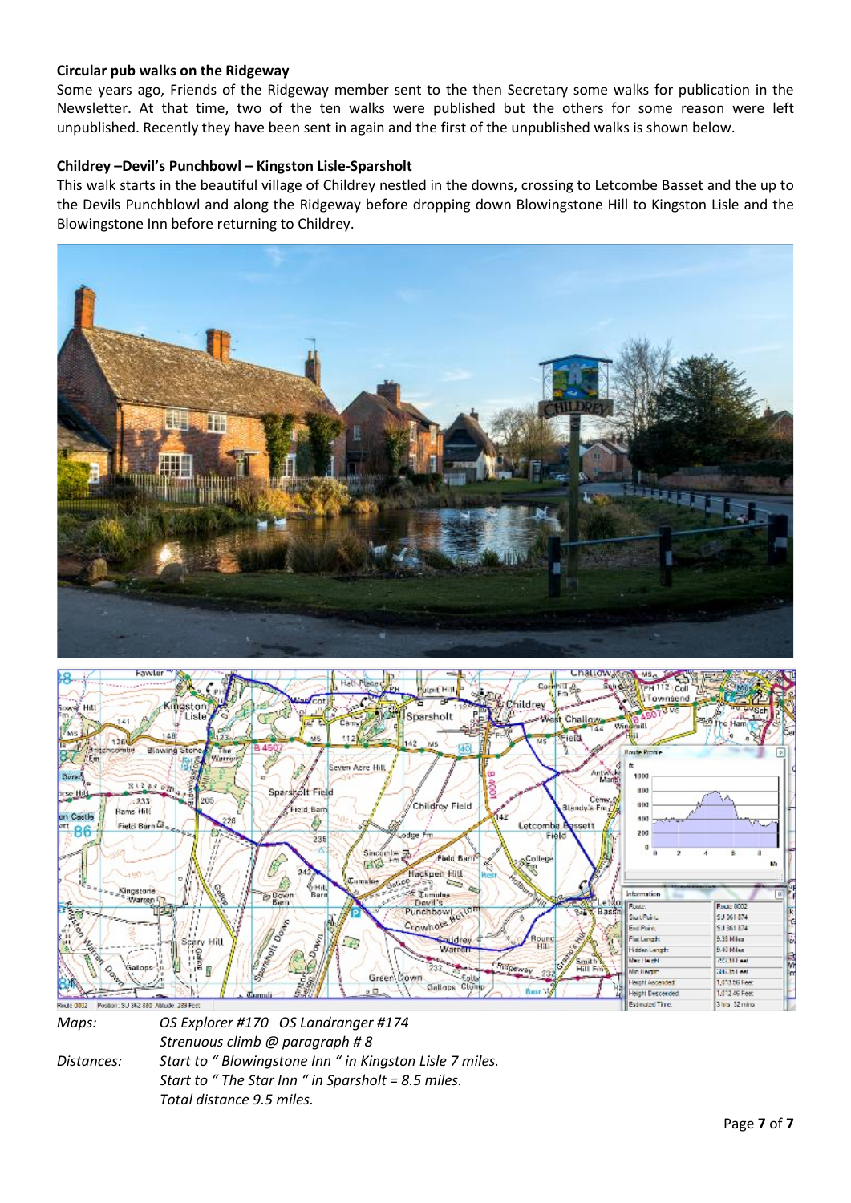**Circular pub walks on the Ridgeway**

Some years ago, Friends of the Ridgeway member sent to the then Secretary some walks for publication in the Newsletter. At that time, two of the ten walks were published but the others for some reason were left unpublished. Recently they have been sent in again and the first of the unpublished walks is shown below.

**Childrey –Devil's Punchbowl – Kingston Lisle-Sparsholt**

This walk starts in the beautiful village of Childrey nestled in the downs, crossing to Letcombe Basset and the up to the Devils Punchblowl and along the Ridgeway before dropping down Blowingstone Hill to Kingston Lisle and the Blowingstone Inn before returning to Childrey.

| | |
|---|---|
| *Maps:* | *OS Explorer #170   OS Landranger #174* |
| | *Strenuous climb @ paragraph # 8* |
| *Distances:* | *Start to " Blowingstone Inn " in Kingston Lisle 7 miles.* |
| | *Start to " The Star Inn " in Sparsholt = 8.5 miles.* |
| | *Total distance 9.5 miles.* |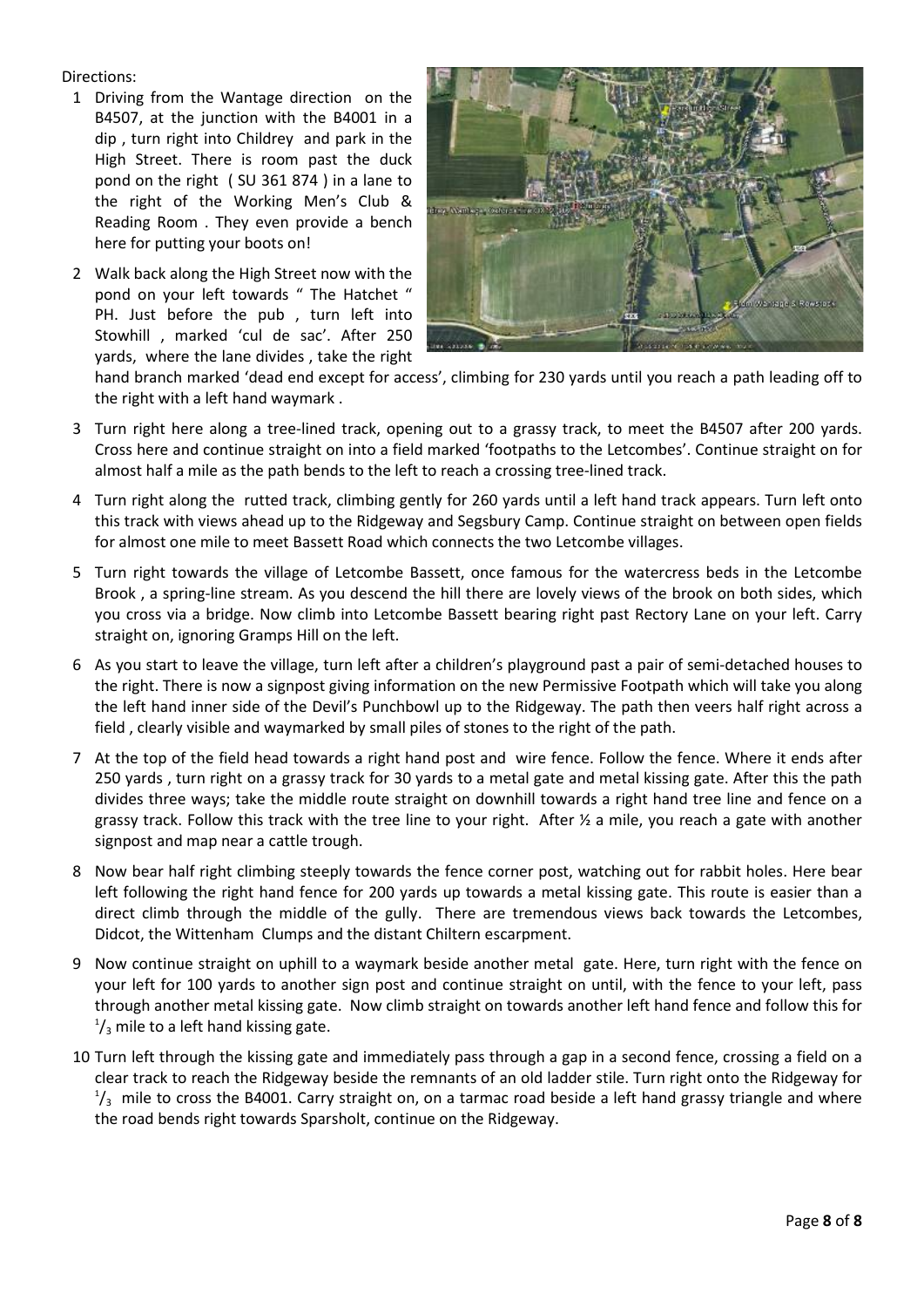Directions:

1. Driving from the Wantage direction on the B4507, at the junction with the B4001 in a dip , turn right into Childrey and park in the High Street. There is room past the duck pond on the right ( SU 361 874 ) in a lane to the right of the Working Men's Club & Reading Room . They even provide a bench here for putting your boots on!
2. Walk back along the High Street now with the pond on your left towards " The Hatchet " PH. Just before the pub , turn left into Stowhill , marked 'cul de sac'. After 250 yards, where the lane divides , take the right hand branch marked 'dead end except for access', climbing for 230 yards until you reach a path leading off to the right with a left hand waymark .
3. Turn right here along a tree-lined track, opening out to a grassy track, to meet the B4507 after 200 yards. Cross here and continue straight on into a field marked 'footpaths to the Letcombes'. Continue straight on for almost half a mile as the path bends to the left to reach a crossing tree-lined track.
4. Turn right along the rutted track, climbing gently for 260 yards until a left hand track appears. Turn left onto this track with views ahead up to the Ridgeway and Segsbury Camp. Continue straight on between open fields for almost one mile to meet Bassett Road which connects the two Letcombe villages.
5. Turn right towards the village of Letcombe Bassett, once famous for the watercress beds in the Letcombe Brook , a spring-line stream. As you descend the hill there are lovely views of the brook on both sides, which you cross via a bridge. Now climb into Letcombe Bassett bearing right past Rectory Lane on your left. Carry straight on, ignoring Gramps Hill on the left.
6. As you start to leave the village, turn left after a children's playground past a pair of semi-detached houses to the right. There is now a signpost giving information on the new Permissive Footpath which will take you along the left hand inner side of the Devil's Punchbowl up to the Ridgeway. The path then veers half right across a field , clearly visible and waymarked by small piles of stones to the right of the path.
7. At the top of the field head towards a right hand post and wire fence. Follow the fence. Where it ends after 250 yards , turn right on a grassy track for 30 yards to a metal gate and metal kissing gate. After this the path divides three ways; take the middle route straight on downhill towards a right hand tree line and fence on a grassy track. Follow this track with the tree line to your right. After ½ a mile, you reach a gate with another signpost and map near a cattle trough.
8. Now bear half right climbing steeply towards the fence corner post, watching out for rabbit holes. Here bear left following the right hand fence for 200 yards up towards a metal kissing gate. This route is easier than a direct climb through the middle of the gully. There are tremendous views back towards the Letcombes, Didcot, the Wittenham Clumps and the distant Chiltern escarpment.
9. Now continue straight on uphill to a waymark beside another metal gate. Here, turn right with the fence on your left for 100 yards to another sign post and continue straight on until, with the fence to your left, pass through another metal kissing gate. Now climb straight on towards another left hand fence and follow this for $^{1}/_{3}$ mile to a left hand kissing gate.
10. Turn left through the kissing gate and immediately pass through a gap in a second fence, crossing a field on a clear track to reach the Ridgeway beside the remnants of an old ladder stile. Turn right onto the Ridgeway for $^{1}/_{3}$ mile to cross the B4001. Carry straight on, on a tarmac road beside a left hand grassy triangle and where the road bends right towards Sparsholt, continue on the Ridgeway.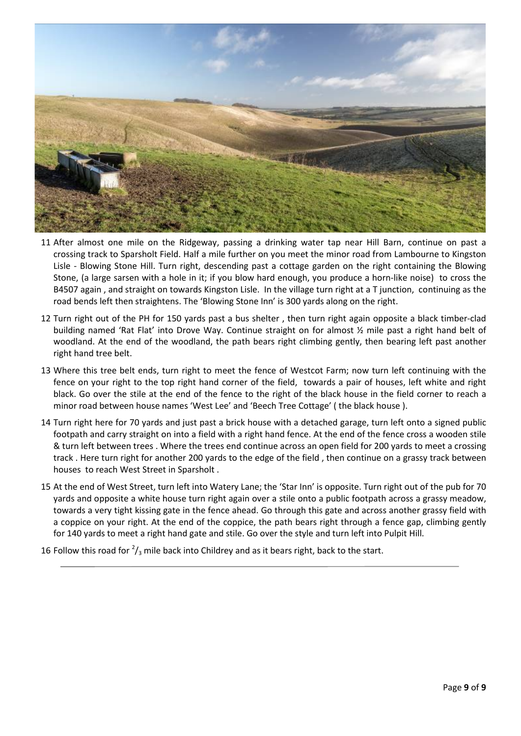11 After almost one mile on the Ridgeway, passing a drinking water tap near Hill Barn, continue on past a crossing track to Sparsholt Field. Half a mile further on you meet the minor road from Lambourne to Kingston Lisle - Blowing Stone Hill. Turn right, descending past a cottage garden on the right containing the Blowing Stone, (a large sarsen with a hole in it; if you blow hard enough, you produce a horn-like noise) to cross the B4507 again , and straight on towards Kingston Lisle. In the village turn right at a T junction, continuing as the road bends left then straightens. The 'Blowing Stone Inn' is 300 yards along on the right.

12 Turn right out of the PH for 150 yards past a bus shelter , then turn right again opposite a black timber-clad building named 'Rat Flat' into Drove Way. Continue straight on for almost ½ mile past a right hand belt of woodland. At the end of the woodland, the path bears right climbing gently, then bearing left past another right hand tree belt.

13 Where this tree belt ends, turn right to meet the fence of Westcot Farm; now turn left continuing with the fence on your right to the top right hand corner of the field, towards a pair of houses, left white and right black. Go over the stile at the end of the fence to the right of the black house in the field corner to reach a minor road between house names 'West Lee' and 'Beech Tree Cottage' ( the black house ).

14 Turn right here for 70 yards and just past a brick house with a detached garage, turn left onto a signed public footpath and carry straight on into a field with a right hand fence. At the end of the fence cross a wooden stile & turn left between trees . Where the trees end continue across an open field for 200 yards to meet a crossing track . Here turn right for another 200 yards to the edge of the field , then continue on a grassy track between houses to reach West Street in Sparsholt .

15 At the end of West Street, turn left into Watery Lane; the 'Star Inn' is opposite. Turn right out of the pub for 70 yards and opposite a white house turn right again over a stile onto a public footpath across a grassy meadow, towards a very tight kissing gate in the fence ahead. Go through this gate and across another grassy field with a coppice on your right. At the end of the coppice, the path bears right through a fence gap, climbing gently for 140 yards to meet a right hand gate and stile. Go over the style and turn left into Pulpit Hill.

16 Follow this road for $^{2}/_{3}$ mile back into Childrey and as it bears right, back to the start.